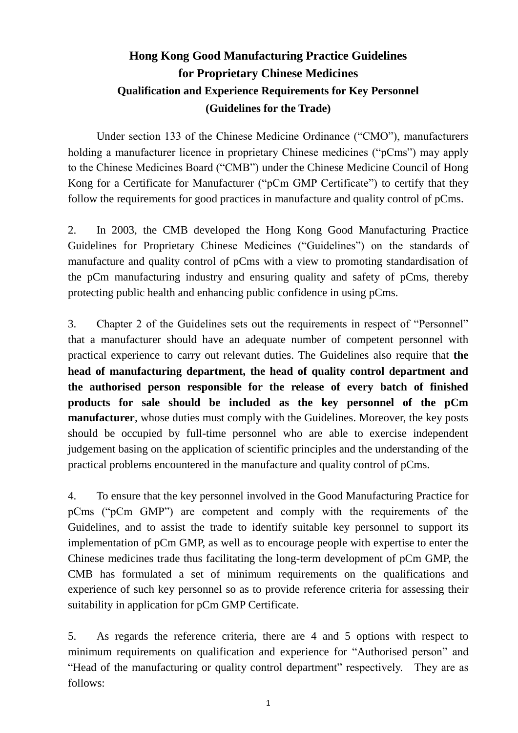# Hong Kong Good Manufacturing Practice Guidelines for Proprietary Chinese Medicines

## Qualification and Experience Requirements for Key Personnel (Guidelines for the Trade)

Under section 133 of the Chinese Medicine Ordinance ("CMO"), manufacturers holding a manufacturer licence in proprietary Chinese medicines ("pCms") may apply to the Chinese Medicines Board ("CMB") under the Chinese Medicine Council of Hong Kong for a Certificate for Manufacturer ("pCm GMP Certificate") to certify that they follow the requirements for good practices in manufacture and quality control of pCms.

2. In 2003, the CMB developed the Hong Kong Good Manufacturing Practice Guidelines for Proprietary Chinese Medicines ("Guidelines") on the standards of manufacture and quality control of pCms with a view to promoting standardisation of the pCm manufacturing industry and ensuring quality and safety of pCms, thereby protecting public health and enhancing public confidence in using pCms.

3. Chapter 2 of the Guidelines sets out the requirements in respect of "Personnel" that a manufacturer should have an adequate number of competent personnel with practical experience to carry out relevant duties. The Guidelines also require that **the head of manufacturing department, the head of quality control department and the authorised person responsible for the release of every batch of finished products for sale should be included as the key personnel of the pCm manufacturer**, whose duties must comply with the Guidelines. Moreover, the key posts should be occupied by full-time personnel who are able to exercise independent judgement basing on the application of scientific principles and the understanding of the practical problems encountered in the manufacture and quality control of pCms.

4. To ensure that the key personnel involved in the Good Manufacturing Practice for pCms ("pCm GMP") are competent and comply with the requirements of the Guidelines, and to assist the trade to identify suitable key personnel to support its implementation of pCm GMP, as well as to encourage people with expertise to enter the Chinese medicines trade thus facilitating the long-term development of pCm GMP, the CMB has formulated a set of minimum requirements on the qualifications and experience of such key personnel so as to provide reference criteria for assessing their suitability in application for pCm GMP Certificate.

5. As regards the reference criteria, there are 4 and 5 options with respect to minimum requirements on qualification and experience for "Authorised person" and "Head of the manufacturing or quality control department" respectively. They are as follows: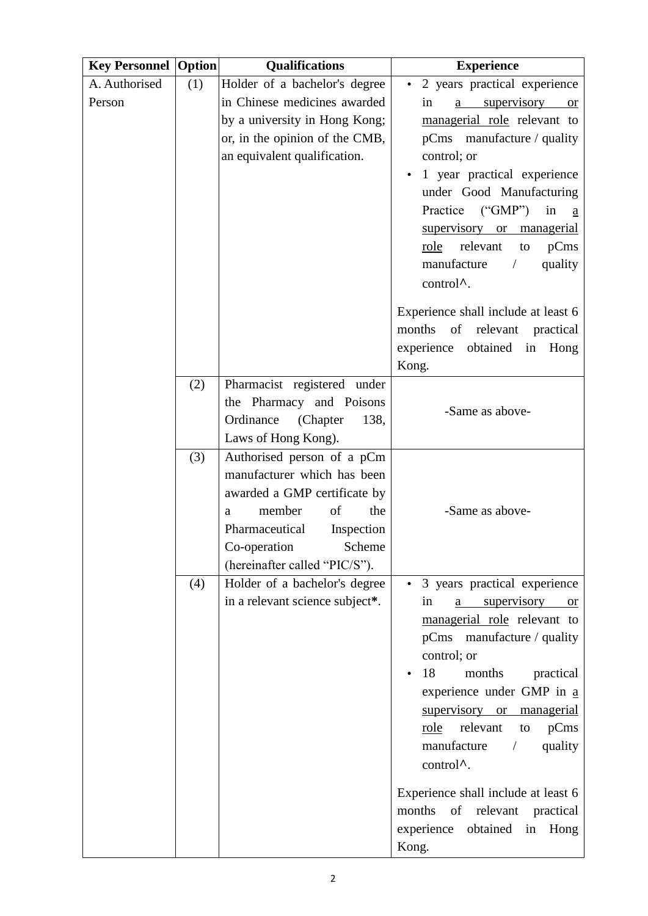| Key Personnel | Option | Qualifications | Experience |
|---|---|---|---|
| A. Authorised Person | (1) | Holder of a bachelor's degree in Chinese medicines awarded by a university in Hong Kong; or, in the opinion of the CMB, an equivalent qualification. | • 2 years practical experience in a supervisory or managerial role relevant to pCms manufacture / quality control; or<br>• 1 year practical experience under Good Manufacturing Practice ("GMP") in a supervisory or managerial role relevant to pCms manufacture / quality control^.<br><br>Experience shall include at least 6 months of relevant practical experience obtained in Hong Kong. |
| | (2) | Pharmacist registered under the Pharmacy and Poisons Ordinance (Chapter 138, Laws of Hong Kong). | -Same as above- |
| | (3) | Authorised person of a pCm manufacturer which has been awarded a GMP certificate by a member of the Pharmaceutical Inspection Co-operation Scheme (hereinafter called "PIC/S"). | -Same as above- |
| | (4) | Holder of a bachelor's degree in a relevant science subject**\***. | • 3 years practical experience in a supervisory or managerial role relevant to pCms manufacture / quality control; or<br>• 18 months practical experience under GMP in a supervisory or managerial role relevant to pCms manufacture / quality control^.<br><br>Experience shall include at least 6 months of relevant practical experience obtained in Hong Kong. |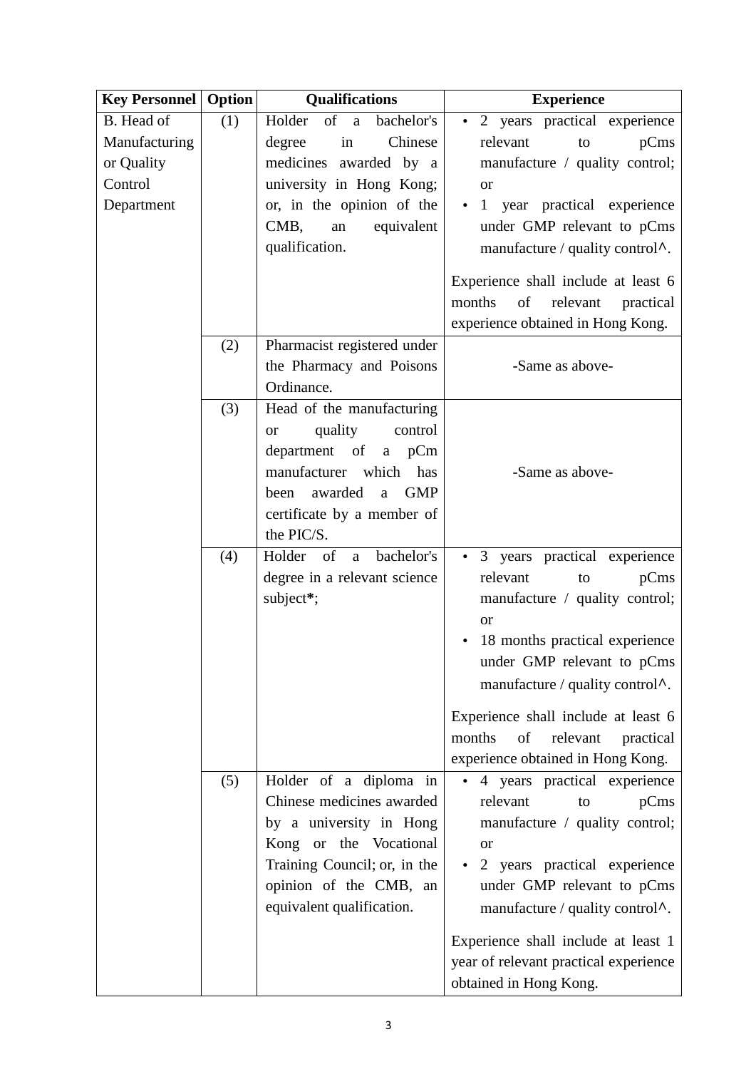| Key Personnel | Option | Qualifications | Experience |
|---|---|---|---|
| B. Head of Manufacturing or Quality Control Department | (1) | Holder of a bachelor's degree in Chinese medicines awarded by a university in Hong Kong; or, in the opinion of the CMB, an equivalent qualification. | • 2 years practical experience relevant to pCms manufacture / quality control; or<br>• 1 year practical experience under GMP relevant to pCms manufacture / quality control^.<br><br>Experience shall include at least 6 months of relevant practical experience obtained in Hong Kong. |
| | (2) | Pharmacist registered under the Pharmacy and Poisons Ordinance. | -Same as above- |
| | (3) | Head of the manufacturing or quality control department of a pCm manufacturer which has been awarded a GMP certificate by a member of the PIC/S. | -Same as above- |
| | (4) | Holder of a bachelor's degree in a relevant science subject**\***; | • 3 years practical experience relevant to pCms manufacture / quality control; or<br>• 18 months practical experience under GMP relevant to pCms manufacture / quality control^.<br><br>Experience shall include at least 6 months of relevant practical experience obtained in Hong Kong. |
| | (5) | Holder of a diploma in Chinese medicines awarded by a university in Hong Kong or the Vocational Training Council; or, in the opinion of the CMB, an equivalent qualification. | • 4 years practical experience relevant to pCms manufacture / quality control; or<br>• 2 years practical experience under GMP relevant to pCms manufacture / quality control^.<br><br>Experience shall include at least 1 year of relevant practical experience obtained in Hong Kong. |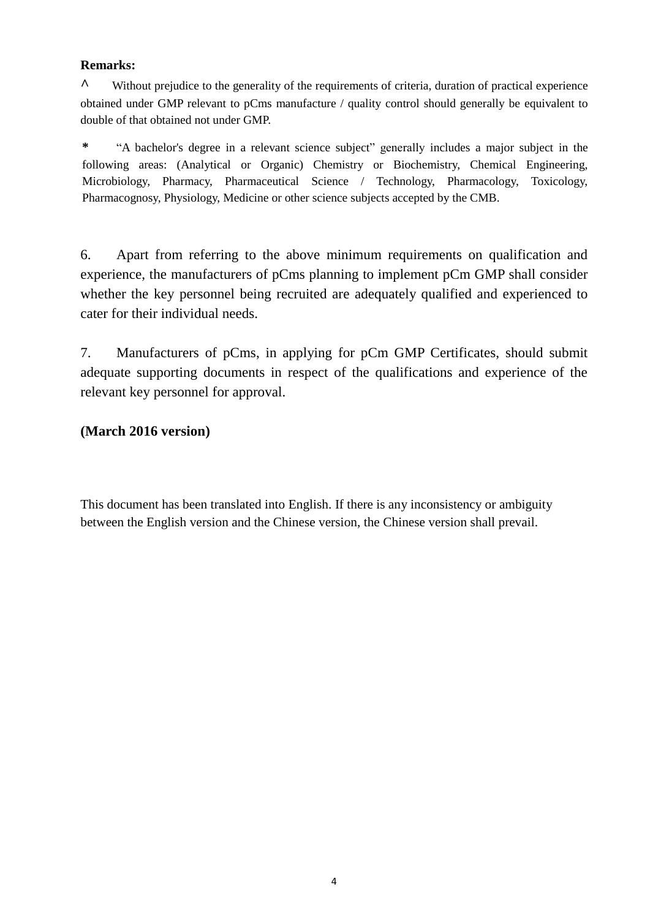**Remarks:**

^ Without prejudice to the generality of the requirements of criteria, duration of practical experience obtained under GMP relevant to pCms manufacture / quality control should generally be equivalent to double of that obtained not under GMP.

* "A bachelor's degree in a relevant science subject" generally includes a major subject in the following areas: (Analytical or Organic) Chemistry or Biochemistry, Chemical Engineering, Microbiology, Pharmacy, Pharmaceutical Science / Technology, Pharmacology, Toxicology, Pharmacognosy, Physiology, Medicine or other science subjects accepted by the CMB.

6. Apart from referring to the above minimum requirements on qualification and experience, the manufacturers of pCms planning to implement pCm GMP shall consider whether the key personnel being recruited are adequately qualified and experienced to cater for their individual needs.

7. Manufacturers of pCms, in applying for pCm GMP Certificates, should submit adequate supporting documents in respect of the qualifications and experience of the relevant key personnel for approval.

**(March 2016 version)**

This document has been translated into English. If there is any inconsistency or ambiguity between the English version and the Chinese version, the Chinese version shall prevail.